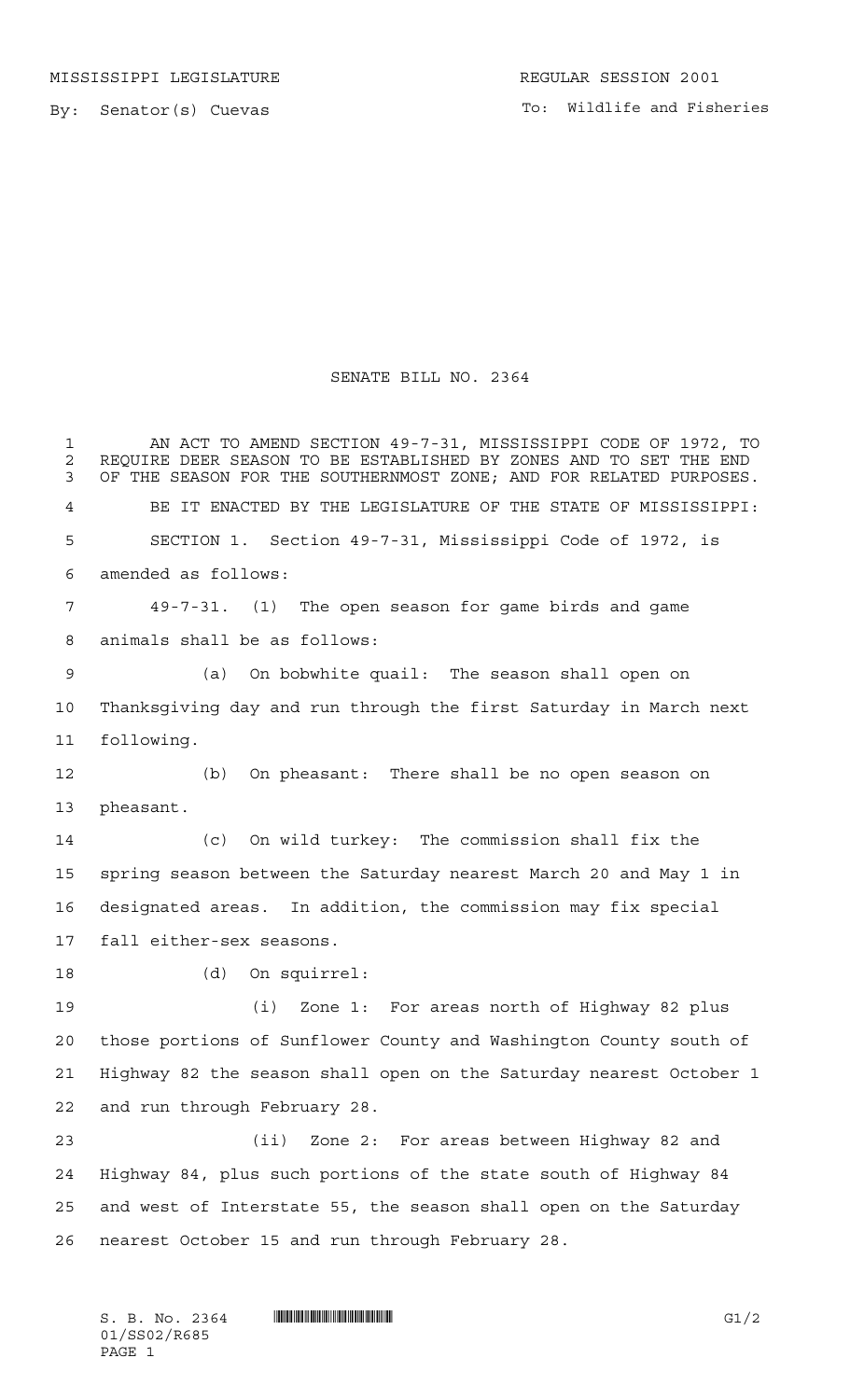MISSISSIPPI LEGISLATURE REGULAR SESSION 2001

By: Senator(s) Cuevas

To: Wildlife and Fisheries

# SENATE BILL NO. 2364

AN ACT TO AMEND SECTION 49-7-31, MISSISSIPPI CODE OF 1972, TO REQUIRE DEER SEASON TO BE ESTABLISHED BY ZONES AND TO SET THE END OF THE SEASON FOR THE SOUTHERNMOST ZONE; AND FOR RELATED PURPOSES.

BE IT ENACTED BY THE LEGISLATURE OF THE STATE OF MISSISSIPPI:

SECTION 1. Section 49-7-31, Mississippi Code of 1972, is amended as follows:

49-7-31. (1) The open season for game birds and game animals shall be as follows:

(a) On bobwhite quail: The season shall open on Thanksgiving day and run through the first Saturday in March next following.

(b) On pheasant: There shall be no open season on pheasant.

(c) On wild turkey: The commission shall fix the spring season between the Saturday nearest March 20 and May 1 in designated areas. In addition, the commission may fix special fall either-sex seasons.

(d) On squirrel:

(i) Zone 1: For areas north of Highway 82 plus those portions of Sunflower County and Washington County south of Highway 82 the season shall open on the Saturday nearest October 1 and run through February 28.

(ii) Zone 2: For areas between Highway 82 and Highway 84, plus such portions of the state south of Highway 84 and west of Interstate 55, the season shall open on the Saturday nearest October 15 and run through February 28.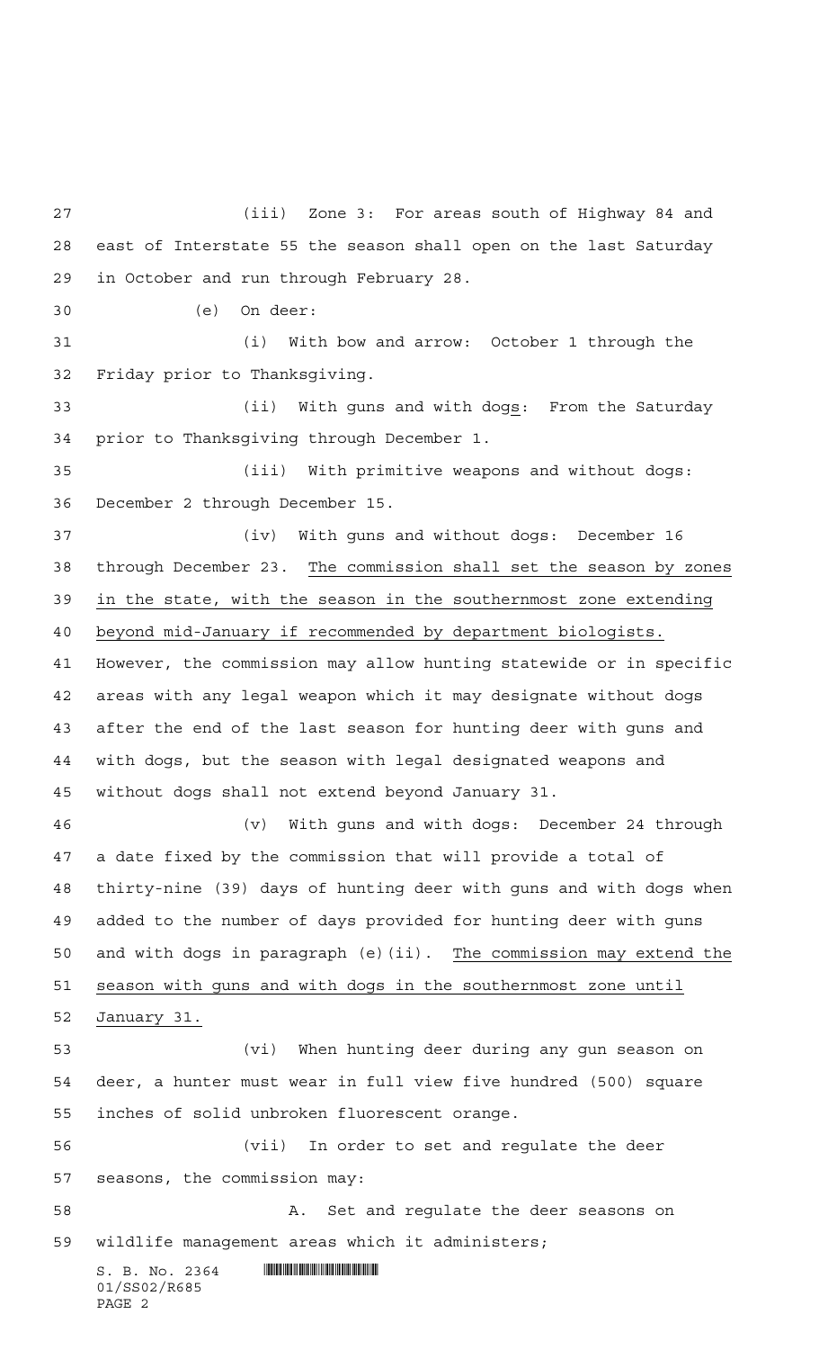(iii) Zone 3: For areas south of Highway 84 and east of Interstate 55 the season shall open on the last Saturday in October and run through February 28.

(e) On deer:

(i) With bow and arrow: October 1 through the Friday prior to Thanksgiving.

(ii) With guns and with dogs: From the Saturday prior to Thanksgiving through December 1.

(iii) With primitive weapons and without dogs: December 2 through December 15.

(iv) With guns and without dogs: December 16 through December 23. The commission shall set the season by zones in the state, with the season in the southernmost zone extending beyond mid-January if recommended by department biologists. However, the commission may allow hunting statewide or in specific areas with any legal weapon which it may designate without dogs after the end of the last season for hunting deer with guns and with dogs, but the season with legal designated weapons and without dogs shall not extend beyond January 31.

(v) With guns and with dogs: December 24 through a date fixed by the commission that will provide a total of thirty-nine (39) days of hunting deer with guns and with dogs when added to the number of days provided for hunting deer with guns and with dogs in paragraph (e)(ii). The commission may extend the season with guns and with dogs in the southernmost zone until January 31.

(vi) When hunting deer during any gun season on deer, a hunter must wear in full view five hundred (500) square inches of solid unbroken fluorescent orange.

(vii) In order to set and regulate the deer seasons, the commission may:

A. Set and regulate the deer seasons on wildlife management areas which it administers;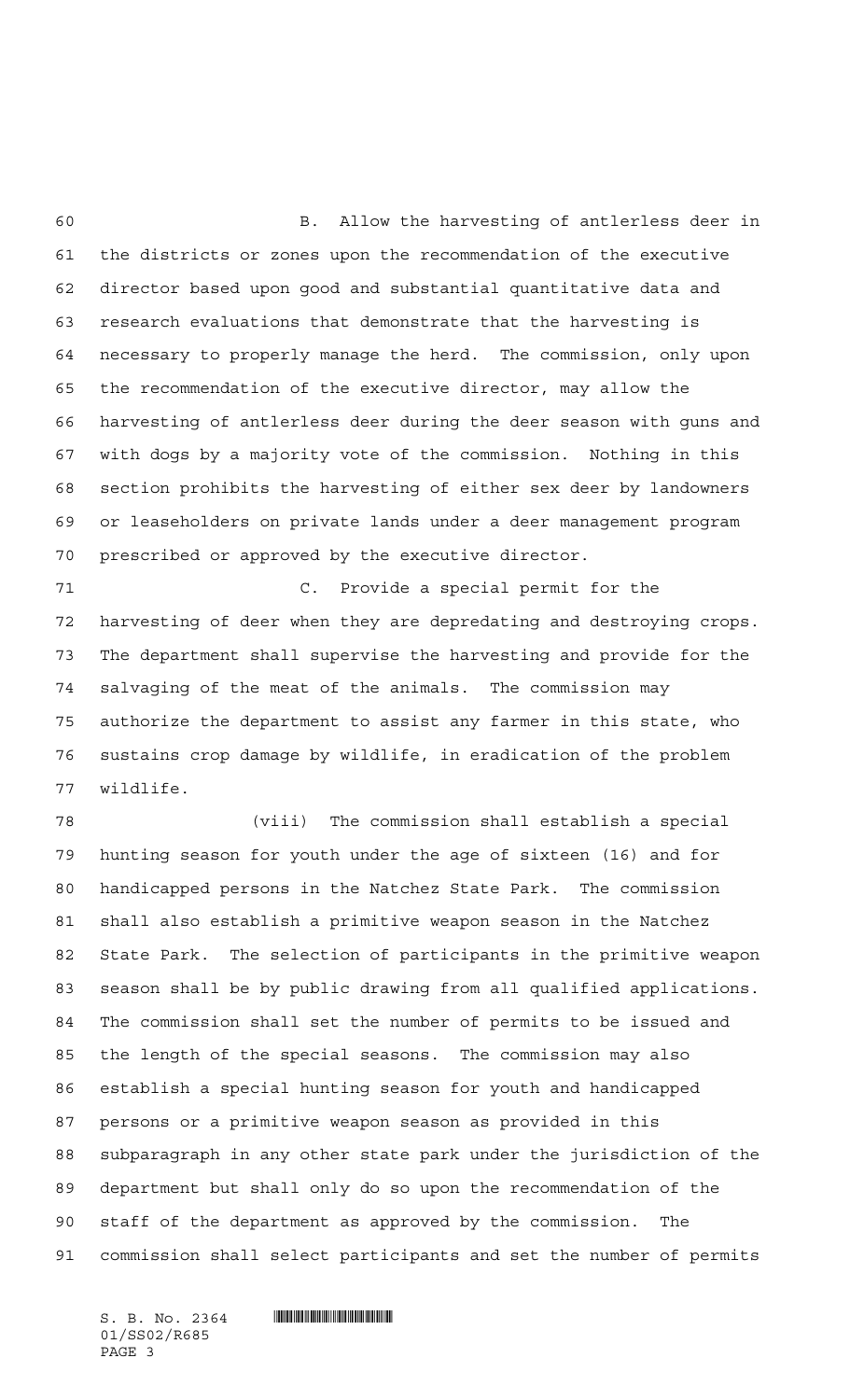B. Allow the harvesting of antlerless deer in the districts or zones upon the recommendation of the executive director based upon good and substantial quantitative data and research evaluations that demonstrate that the harvesting is necessary to properly manage the herd. The commission, only upon the recommendation of the executive director, may allow the harvesting of antlerless deer during the deer season with guns and with dogs by a majority vote of the commission. Nothing in this section prohibits the harvesting of either sex deer by landowners or leaseholders on private lands under a deer management program prescribed or approved by the executive director.

C. Provide a special permit for the harvesting of deer when they are depredating and destroying crops. The department shall supervise the harvesting and provide for the salvaging of the meat of the animals. The commission may authorize the department to assist any farmer in this state, who sustains crop damage by wildlife, in eradication of the problem wildlife.

(viii) The commission shall establish a special hunting season for youth under the age of sixteen (16) and for handicapped persons in the Natchez State Park. The commission shall also establish a primitive weapon season in the Natchez State Park. The selection of participants in the primitive weapon season shall be by public drawing from all qualified applications. The commission shall set the number of permits to be issued and the length of the special seasons. The commission may also establish a special hunting season for youth and handicapped persons or a primitive weapon season as provided in this subparagraph in any other state park under the jurisdiction of the department but shall only do so upon the recommendation of the staff of the department as approved by the commission. The commission shall select participants and set the number of permits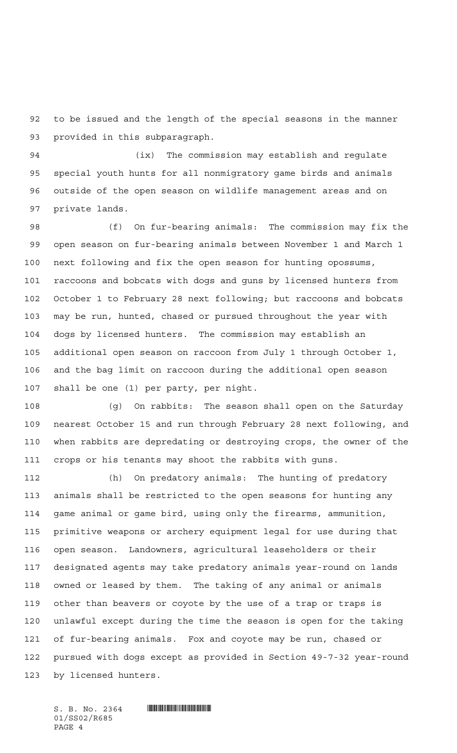to be issued and the length of the special seasons in the manner provided in this subparagraph.

(ix) The commission may establish and regulate special youth hunts for all nonmigratory game birds and animals outside of the open season on wildlife management areas and on private lands.

(f) On fur-bearing animals: The commission may fix the open season on fur-bearing animals between November 1 and March 1 next following and fix the open season for hunting opossums, raccoons and bobcats with dogs and guns by licensed hunters from October 1 to February 28 next following; but raccoons and bobcats may be run, hunted, chased or pursued throughout the year with dogs by licensed hunters. The commission may establish an additional open season on raccoon from July 1 through October 1, and the bag limit on raccoon during the additional open season shall be one (1) per party, per night.

(g) On rabbits: The season shall open on the Saturday nearest October 15 and run through February 28 next following, and when rabbits are depredating or destroying crops, the owner of the crops or his tenants may shoot the rabbits with guns.

(h) On predatory animals: The hunting of predatory animals shall be restricted to the open seasons for hunting any game animal or game bird, using only the firearms, ammunition, primitive weapons or archery equipment legal for use during that open season. Landowners, agricultural leaseholders or their designated agents may take predatory animals year-round on lands owned or leased by them. The taking of any animal or animals other than beavers or coyote by the use of a trap or traps is unlawful except during the time the season is open for the taking of fur-bearing animals. Fox and coyote may be run, chased or pursued with dogs except as provided in Section 49-7-32 year-round by licensed hunters.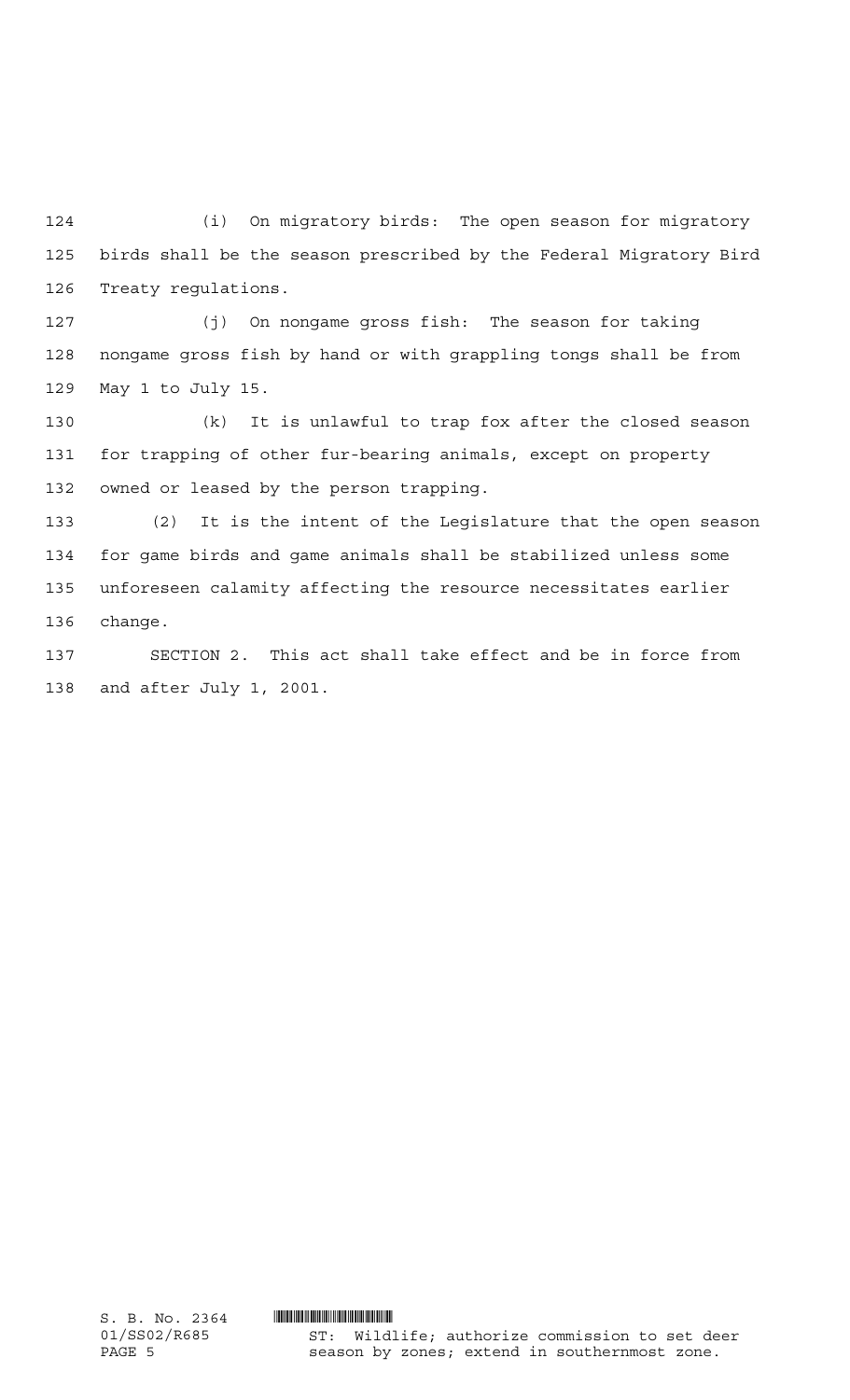(i) On migratory birds: The open season for migratory birds shall be the season prescribed by the Federal Migratory Bird Treaty regulations.

(j) On nongame gross fish: The season for taking nongame gross fish by hand or with grappling tongs shall be from May 1 to July 15.

(k) It is unlawful to trap fox after the closed season for trapping of other fur-bearing animals, except on property owned or leased by the person trapping.

(2) It is the intent of the Legislature that the open season for game birds and game animals shall be stabilized unless some unforeseen calamity affecting the resource necessitates earlier change.

SECTION 2. This act shall take effect and be in force from and after July 1, 2001.